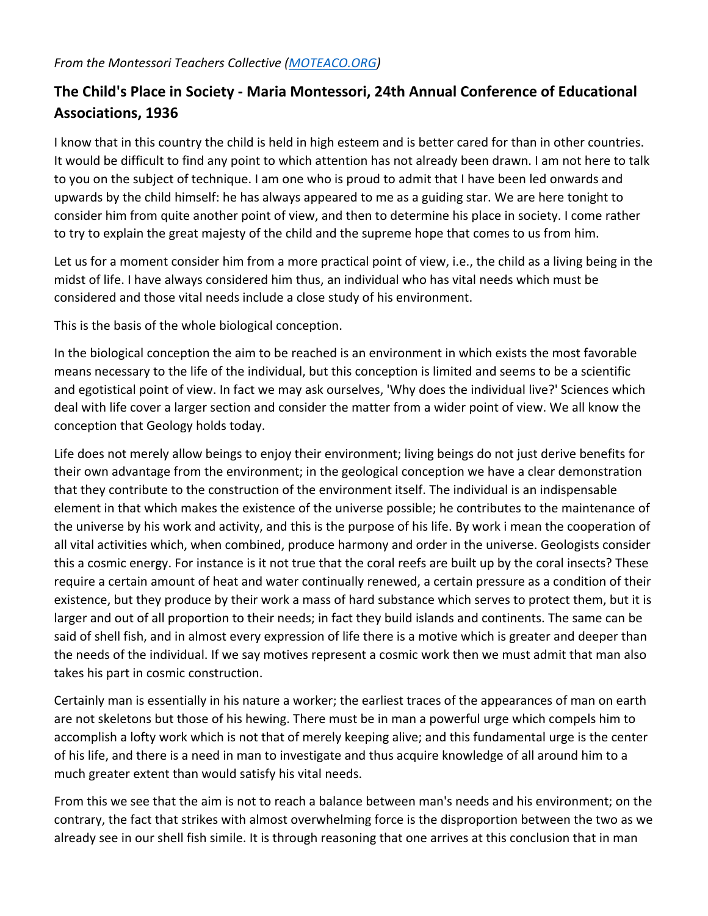*From the Montessori Teachers Collective ([MOTEACO.ORG](MOTEACO.ORG))*

## The Child's Place in Society - Maria Montessori, 24th Annual Conference of Educational Associations, 1936

I know that in this country the child is held in high esteem and is better cared for than in other countries. It would be difficult to find any point to which attention has not already been drawn. I am not here to talk to you on the subject of technique. I am one who is proud to admit that I have been led onwards and upwards by the child himself: he has always appeared to me as a guiding star. We are here tonight to consider him from quite another point of view, and then to determine his place in society. I come rather to try to explain the great majesty of the child and the supreme hope that comes to us from him.

Let us for a moment consider him from a more practical point of view, i.e., the child as a living being in the midst of life. I have always considered him thus, an individual who has vital needs which must be considered and those vital needs include a close study of his environment.

This is the basis of the whole biological conception.

In the biological conception the aim to be reached is an environment in which exists the most favorable means necessary to the life of the individual, but this conception is limited and seems to be a scientific and egotistical point of view. In fact we may ask ourselves, 'Why does the individual live?' Sciences which deal with life cover a larger section and consider the matter from a wider point of view. We all know the conception that Geology holds today.

Life does not merely allow beings to enjoy their environment; living beings do not just derive benefits for their own advantage from the environment; in the geological conception we have a clear demonstration that they contribute to the construction of the environment itself. The individual is an indispensable element in that which makes the existence of the universe possible; he contributes to the maintenance of the universe by his work and activity, and this is the purpose of his life. By work i mean the cooperation of all vital activities which, when combined, produce harmony and order in the universe. Geologists consider this a cosmic energy. For instance is it not true that the coral reefs are built up by the coral insects? These require a certain amount of heat and water continually renewed, a certain pressure as a condition of their existence, but they produce by their work a mass of hard substance which serves to protect them, but it is larger and out of all proportion to their needs; in fact they build islands and continents. The same can be said of shell fish, and in almost every expression of life there is a motive which is greater and deeper than the needs of the individual. If we say motives represent a cosmic work then we must admit that man also takes his part in cosmic construction.

Certainly man is essentially in his nature a worker; the earliest traces of the appearances of man on earth are not skeletons but those of his hewing. There must be in man a powerful urge which compels him to accomplish a lofty work which is not that of merely keeping alive; and this fundamental urge is the center of his life, and there is a need in man to investigate and thus acquire knowledge of all around him to a much greater extent than would satisfy his vital needs.

From this we see that the aim is not to reach a balance between man's needs and his environment; on the contrary, the fact that strikes with almost overwhelming force is the disproportion between the two as we already see in our shell fish simile. It is through reasoning that one arrives at this conclusion that in man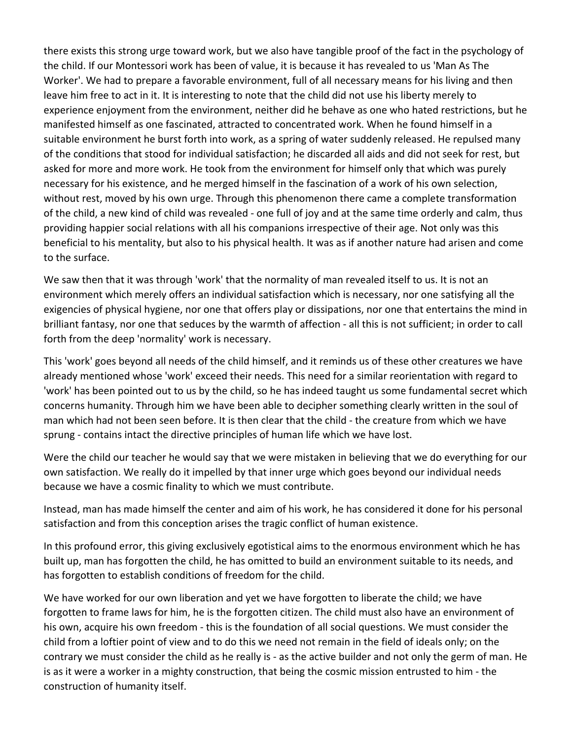there exists this strong urge toward work, but we also have tangible proof of the fact in the psychology of the child. If our Montessori work has been of value, it is because it has revealed to us 'Man As The Worker'. We had to prepare a favorable environment, full of all necessary means for his living and then leave him free to act in it. It is interesting to note that the child did not use his liberty merely to experience enjoyment from the environment, neither did he behave as one who hated restrictions, but he manifested himself as one fascinated, attracted to concentrated work. When he found himself in a suitable environment he burst forth into work, as a spring of water suddenly released. He repulsed many of the conditions that stood for individual satisfaction; he discarded all aids and did not seek for rest, but asked for more and more work. He took from the environment for himself only that which was purely necessary for his existence, and he merged himself in the fascination of a work of his own selection, without rest, moved by his own urge. Through this phenomenon there came a complete transformation of the child, a new kind of child was revealed - one full of joy and at the same time orderly and calm, thus providing happier social relations with all his companions irrespective of their age. Not only was this beneficial to his mentality, but also to his physical health. It was as if another nature had arisen and come to the surface.

We saw then that it was through 'work' that the normality of man revealed itself to us. It is not an environment which merely offers an individual satisfaction which is necessary, nor one satisfying all the exigencies of physical hygiene, nor one that offers play or dissipations, nor one that entertains the mind in brilliant fantasy, nor one that seduces by the warmth of affection - all this is not sufficient; in order to call forth from the deep 'normality' work is necessary.

This 'work' goes beyond all needs of the child himself, and it reminds us of these other creatures we have already mentioned whose 'work' exceed their needs. This need for a similar reorientation with regard to 'work' has been pointed out to us by the child, so he has indeed taught us some fundamental secret which concerns humanity. Through him we have been able to decipher something clearly written in the soul of man which had not been seen before. It is then clear that the child - the creature from which we have sprung - contains intact the directive principles of human life which we have lost.

Were the child our teacher he would say that we were mistaken in believing that we do everything for our own satisfaction. We really do it impelled by that inner urge which goes beyond our individual needs because we have a cosmic finality to which we must contribute.

Instead, man has made himself the center and aim of his work, he has considered it done for his personal satisfaction and from this conception arises the tragic conflict of human existence.

In this profound error, this giving exclusively egotistical aims to the enormous environment which he has built up, man has forgotten the child, he has omitted to build an environment suitable to its needs, and has forgotten to establish conditions of freedom for the child.

We have worked for our own liberation and yet we have forgotten to liberate the child; we have forgotten to frame laws for him, he is the forgotten citizen. The child must also have an environment of his own, acquire his own freedom - this is the foundation of all social questions. We must consider the child from a loftier point of view and to do this we need not remain in the field of ideals only; on the contrary we must consider the child as he really is - as the active builder and not only the germ of man. He is as it were a worker in a mighty construction, that being the cosmic mission entrusted to him - the construction of humanity itself.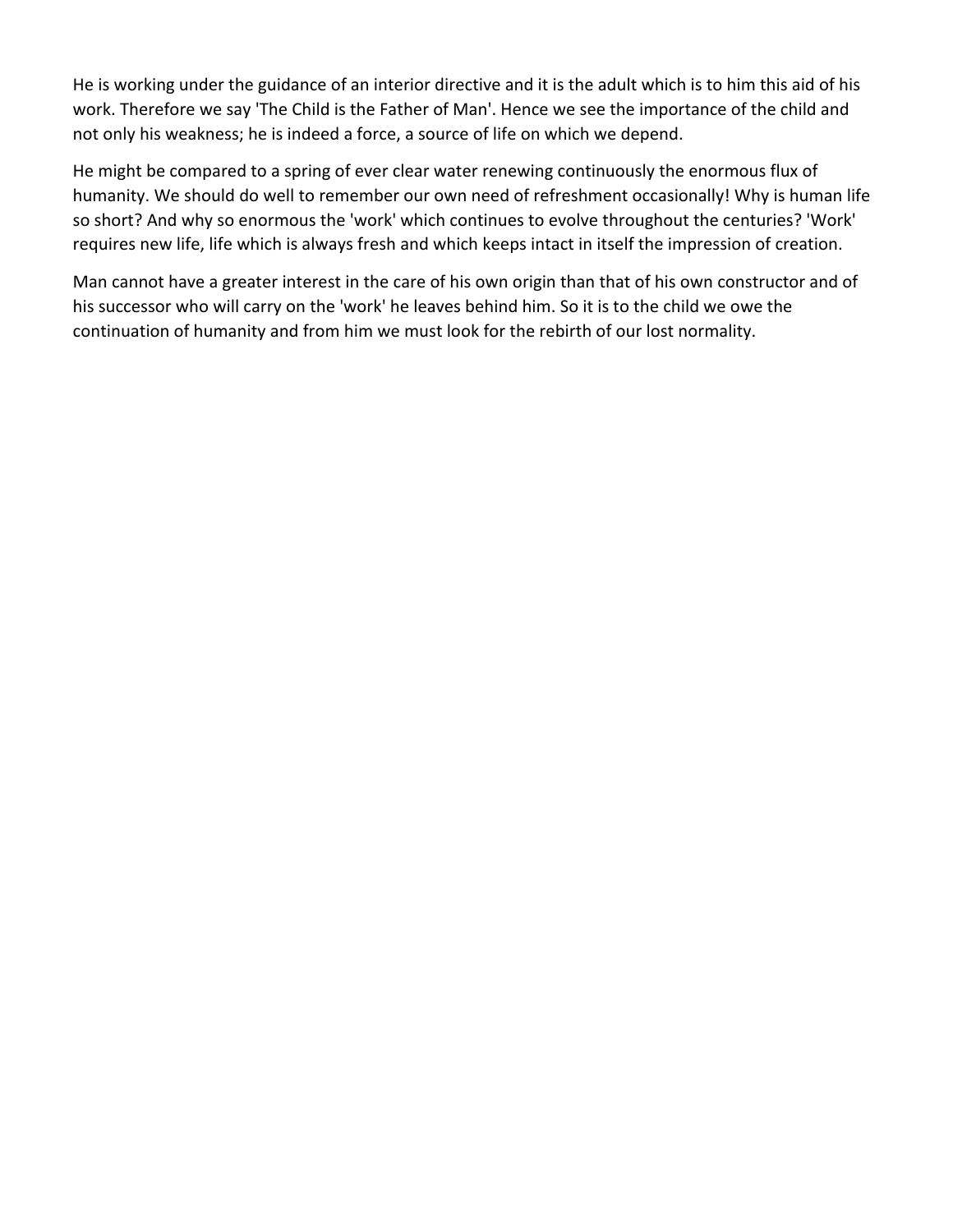He is working under the guidance of an interior directive and it is the adult which is to him this aid of his work. Therefore we say 'The Child is the Father of Man'. Hence we see the importance of the child and not only his weakness; he is indeed a force, a source of life on which we depend.

He might be compared to a spring of ever clear water renewing continuously the enormous flux of humanity. We should do well to remember our own need of refreshment occasionally! Why is human life so short? And why so enormous the 'work' which continues to evolve throughout the centuries? 'Work' requires new life, life which is always fresh and which keeps intact in itself the impression of creation.

Man cannot have a greater interest in the care of his own origin than that of his own constructor and of his successor who will carry on the 'work' he leaves behind him. So it is to the child we owe the continuation of humanity and from him we must look for the rebirth of our lost normality.